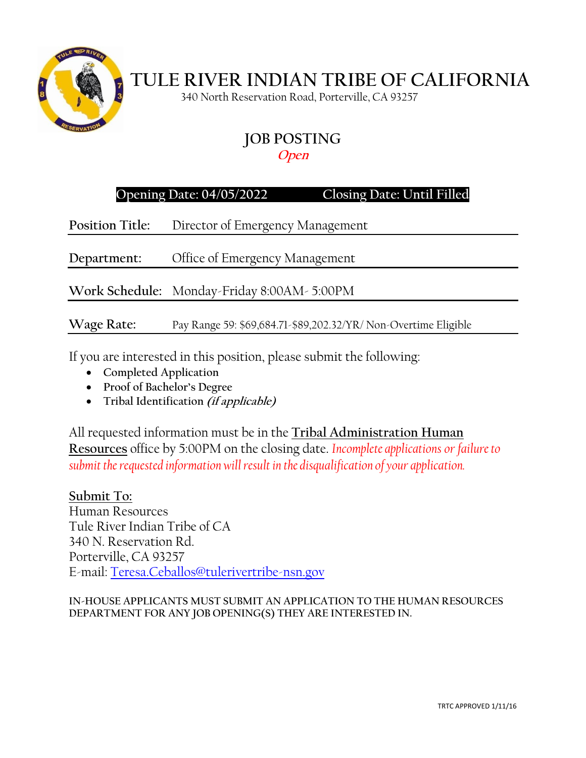# TULE RIVER INDIAN TRIBE OF CALIFORNIA

340 North Reservation Road, Porterville, CA 93257

## JOB POSTING

***Open***

**Opening Date: 04/05/2022 Closing Date: Until Filled**

**Position Title:** Director of Emergency Management

**Department:** Office of Emergency Management

**Work Schedule:** Monday-Friday 8:00AM- 5:00PM

**Wage Rate:** Pay Range 59: $69,684.71-$89,202.32/YR/ Non-Overtime Eligible

If you are interested in this position, please submit the following:

- **Completed Application**
- **Proof of Bachelor's Degree**
- **Tribal Identification *(if applicable)***

All requested information must be in the **Tribal Administration Human Resources** office by 5:00PM on the closing date. *Incomplete applications or failure to submit the requested information will result in the disqualification of your application.*

**Submit To:**
Human Resources
Tule River Indian Tribe of CA
340 N. Reservation Rd.
Porterville, CA 93257
E-mail: Teresa.Ceballos@tulerivertribe-nsn.gov

**IN-HOUSE APPLICANTS MUST SUBMIT AN APPLICATION TO THE HUMAN RESOURCES DEPARTMENT FOR ANY JOB OPENING(S) THEY ARE INTERESTED IN.**

TRTC APPROVED 1/11/16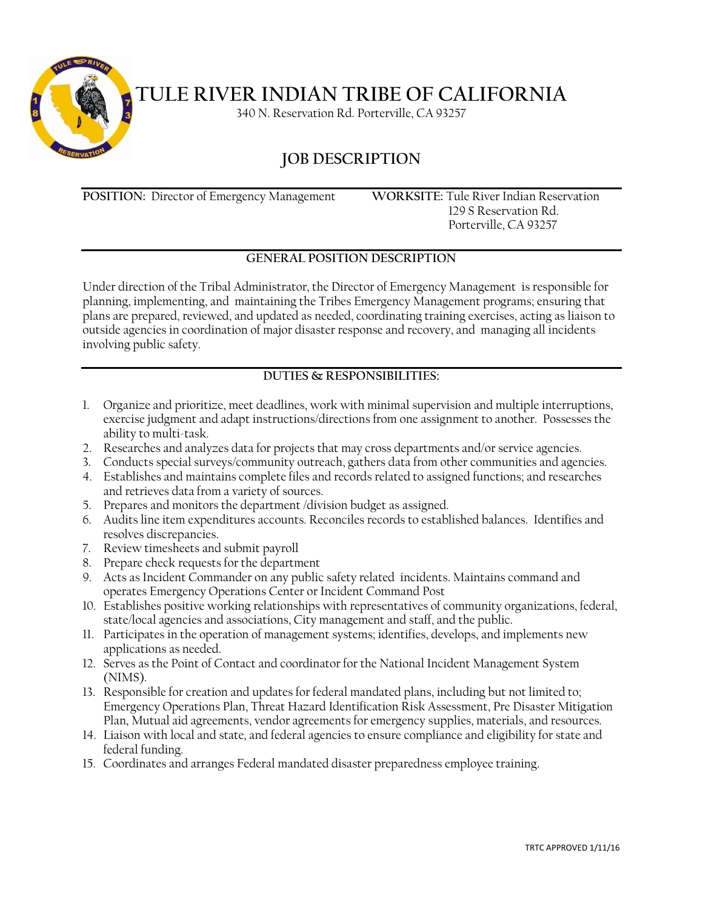# TULE RIVER INDIAN TRIBE OF CALIFORNIA

340 N. Reservation Rd. Porterville, CA 93257

## JOB DESCRIPTION

**POSITION:** Director of Emergency Management

**WORKSITE:** Tule River Indian Reservation
129 S Reservation Rd.
Porterville, CA 93257

### GENERAL POSITION DESCRIPTION

Under direction of the Tribal Administrator, the Director of Emergency Management is responsible for planning, implementing, and maintaining the Tribes Emergency Management programs; ensuring that plans are prepared, reviewed, and updated as needed, coordinating training exercises, acting as liaison to outside agencies in coordination of major disaster response and recovery, and managing all incidents involving public safety.

### DUTIES & RESPONSIBILITIES:

1. Organize and prioritize, meet deadlines, work with minimal supervision and multiple interruptions, exercise judgment and adapt instructions/directions from one assignment to another. Possesses the ability to multi-task.
2. Researches and analyzes data for projects that may cross departments and/or service agencies.
3. Conducts special surveys/community outreach, gathers data from other communities and agencies.
4. Establishes and maintains complete files and records related to assigned functions; and researches and retrieves data from a variety of sources.
5. Prepares and monitors the department /division budget as assigned.
6. Audits line item expenditures accounts. Reconciles records to established balances. Identifies and resolves discrepancies.
7. Review timesheets and submit payroll
8. Prepare check requests for the department
9. Acts as Incident Commander on any public safety related incidents. Maintains command and operates Emergency Operations Center or Incident Command Post
10. Establishes positive working relationships with representatives of community organizations, federal, state/local agencies and associations, City management and staff, and the public.
11. Participates in the operation of management systems; identifies, develops, and implements new applications as needed.
12. Serves as the Point of Contact and coordinator for the National Incident Management System (NIMS).
13. Responsible for creation and updates for federal mandated plans, including but not limited to; Emergency Operations Plan, Threat Hazard Identification Risk Assessment, Pre Disaster Mitigation Plan, Mutual aid agreements, vendor agreements for emergency supplies, materials, and resources.
14. Liaison with local and state, and federal agencies to ensure compliance and eligibility for state and federal funding.
15. Coordinates and arranges Federal mandated disaster preparedness employee training.

TRTC APPROVED 1/11/16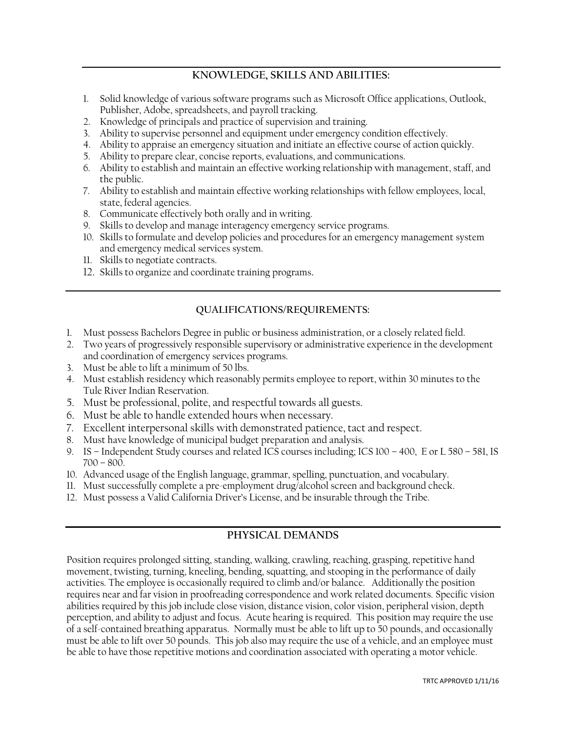## KNOWLEDGE, SKILLS AND ABILITIES:

1. Solid knowledge of various software programs such as Microsoft Office applications, Outlook, Publisher, Adobe, spreadsheets, and payroll tracking.
2. Knowledge of principals and practice of supervision and training.
3. Ability to supervise personnel and equipment under emergency condition effectively.
4. Ability to appraise an emergency situation and initiate an effective course of action quickly.
5. Ability to prepare clear, concise reports, evaluations, and communications.
6. Ability to establish and maintain an effective working relationship with management, staff, and the public.
7. Ability to establish and maintain effective working relationships with fellow employees, local, state, federal agencies.
8. Communicate effectively both orally and in writing.
9. Skills to develop and manage interagency emergency service programs.
10. Skills to formulate and develop policies and procedures for an emergency management system and emergency medical services system.
11. Skills to negotiate contracts.
12. Skills to organize and coordinate training programs.

## QUALIFICATIONS/REQUIREMENTS:

1. Must possess Bachelors Degree in public or business administration, or a closely related field.
2. Two years of progressively responsible supervisory or administrative experience in the development and coordination of emergency services programs.
3. Must be able to lift a minimum of 50 lbs.
4. Must establish residency which reasonably permits employee to report, within 30 minutes to the Tule River Indian Reservation.
5. Must be professional, polite, and respectful towards all guests.
6. Must be able to handle extended hours when necessary.
7. Excellent interpersonal skills with demonstrated patience, tact and respect.
8. Must have knowledge of municipal budget preparation and analysis.
9. IS – Independent Study courses and related ICS courses including; ICS 100 – 400, E or L 580 – 581, IS 700 – 800.
10. Advanced usage of the English language, grammar, spelling, punctuation, and vocabulary.
11. Must successfully complete a pre-employment drug/alcohol screen and background check.
12. Must possess a Valid California Driver's License, and be insurable through the Tribe.

## PHYSICAL DEMANDS

Position requires prolonged sitting, standing, walking, crawling, reaching, grasping, repetitive hand movement, twisting, turning, kneeling, bending, squatting, and stooping in the performance of daily activities. The employee is occasionally required to climb and/or balance. Additionally the position requires near and far vision in proofreading correspondence and work related documents. Specific vision abilities required by this job include close vision, distance vision, color vision, peripheral vision, depth perception, and ability to adjust and focus. Acute hearing is required. This position may require the use of a self-contained breathing apparatus. Normally must be able to lift up to 50 pounds, and occasionally must be able to lift over 50 pounds. This job also may require the use of a vehicle, and an employee must be able to have those repetitive motions and coordination associated with operating a motor vehicle.

TRTC APPROVED 1/11/16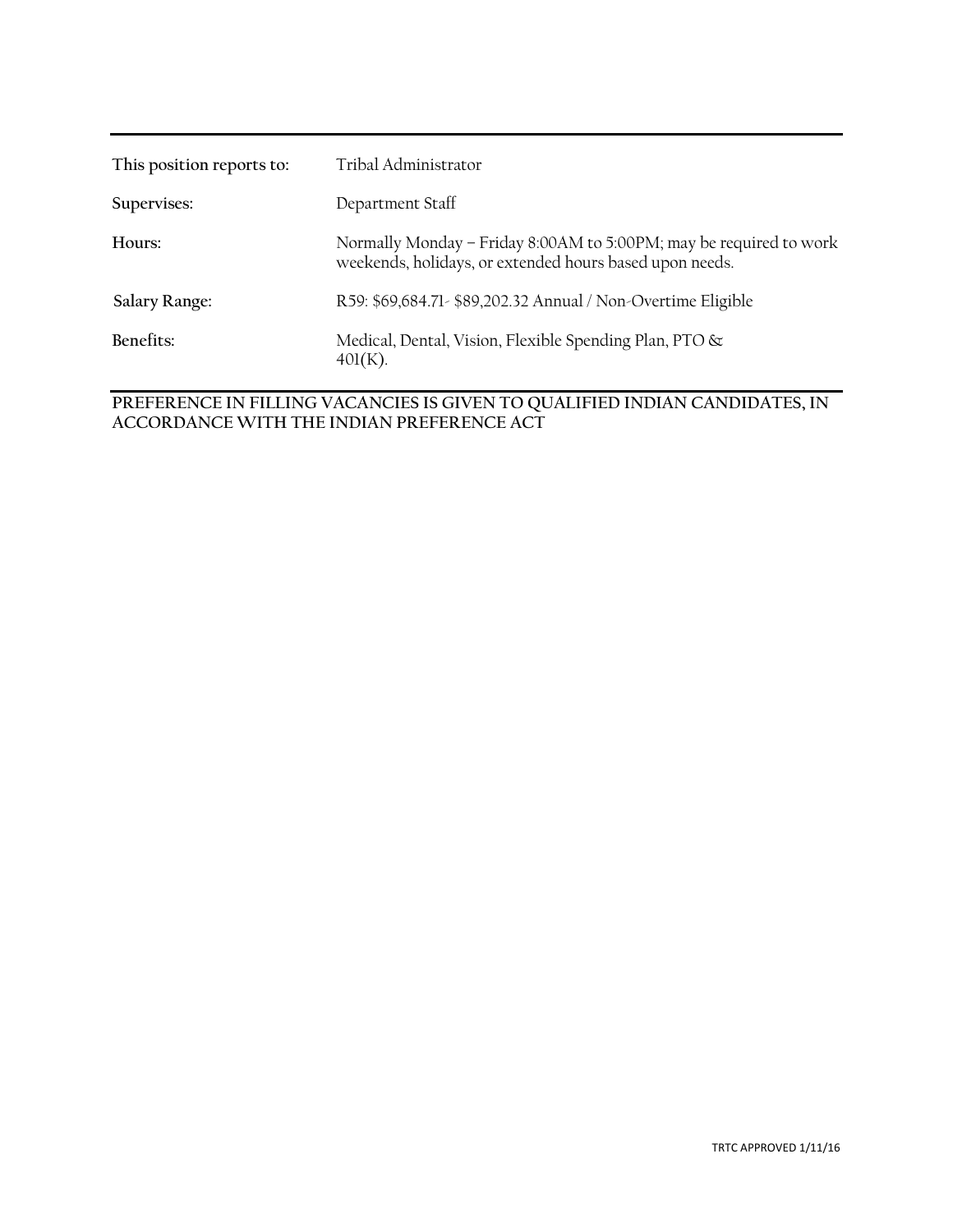| | |
|---|---|
| **This position reports to:** | Tribal Administrator |
| **Supervises:** | Department Staff |
| **Hours:** | Normally Monday – Friday 8:00AM to 5:00PM; may be required to work weekends, holidays, or extended hours based upon needs. |
| **Salary Range:** | R59: $69,684.71- $89,202.32 Annual / Non-Overtime Eligible |
| **Benefits:** | Medical, Dental, Vision, Flexible Spending Plan, PTO & 401(K). |

**PREFERENCE IN FILLING VACANCIES IS GIVEN TO QUALIFIED INDIAN CANDIDATES, IN ACCORDANCE WITH THE INDIAN PREFERENCE ACT**

TRTC APPROVED 1/11/16